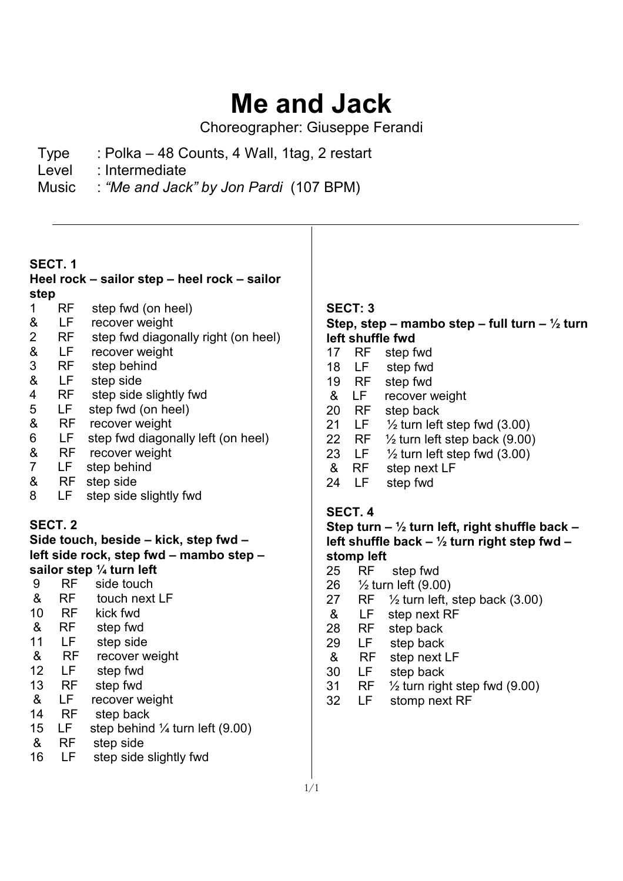# Me and Jack

Choreographer: Giuseppe Ferandi

Type : Polka – 48 Counts, 4 Wall, 1tag, 2 restart
Level : Intermediate
Music : *"Me and Jack" by Jon Pardi* (107 BPM)

---

**SECT. 1**
**Heel rock – sailor step – heel rock – sailor step**

| | | |
|---|---|---|
| 1 | RF | step fwd (on heel) |
| & | LF | recover weight |
| 2 | RF | step fwd diagonally right (on heel) |
| & | LF | recover weight |
| 3 | RF | step behind |
| & | LF | step side |
| 4 | RF | step side slightly fwd |
| 5 | LF | step fwd (on heel) |
| & | RF | recover weight |
| 6 | LF | step fwd diagonally left (on heel) |
| & | RF | recover weight |
| 7 | LF | step behind |
| & | RF | step side |
| 8 | LF | step side slightly fwd |

**SECT. 2**
**Side touch, beside – kick, step fwd – left side rock, step fwd – mambo step – sailor step ¼ turn left**

| | | |
|---|---|---|
| 9 | RF | side touch |
| & | RF | touch next LF |
| 10 | RF | kick fwd |
| & | RF | step fwd |
| 11 | LF | step side |
| & | RF | recover weight |
| 12 | LF | step fwd |
| 13 | RF | step fwd |
| & | LF | recover weight |
| 14 | RF | step back |
| 15 | LF | step behind ¼ turn left (9.00) |
| & | RF | step side |
| 16 | LF | step side slightly fwd |

**SECT: 3**
**Step, step – mambo step – full turn – ½ turn left shuffle fwd**

| | | |
|---|---|---|
| 17 | RF | step fwd |
| 18 | LF | step fwd |
| 19 | RF | step fwd |
| & | LF | recover weight |
| 20 | RF | step back |
| 21 | LF | ½ turn left step fwd (3.00) |
| 22 | RF | ½ turn left step back (9.00) |
| 23 | LF | ½ turn left step fwd (3.00) |
| & | RF | step next LF |
| 24 | LF | step fwd |

**SECT. 4**
**Step turn – ½ turn left, right shuffle back – left shuffle back – ½ turn right step fwd – stomp left**

| | | |
|---|---|---|
| 25 | RF | step fwd |
| 26 | | ½ turn left (9.00) |
| 27 | RF | ½ turn left, step back (3.00) |
| & | LF | step next RF |
| 28 | RF | step back |
| 29 | LF | step back |
| & | RF | step next LF |
| 30 | LF | step back |
| 31 | RF | ½ turn right step fwd (9.00) |
| 32 | LF | stomp next RF |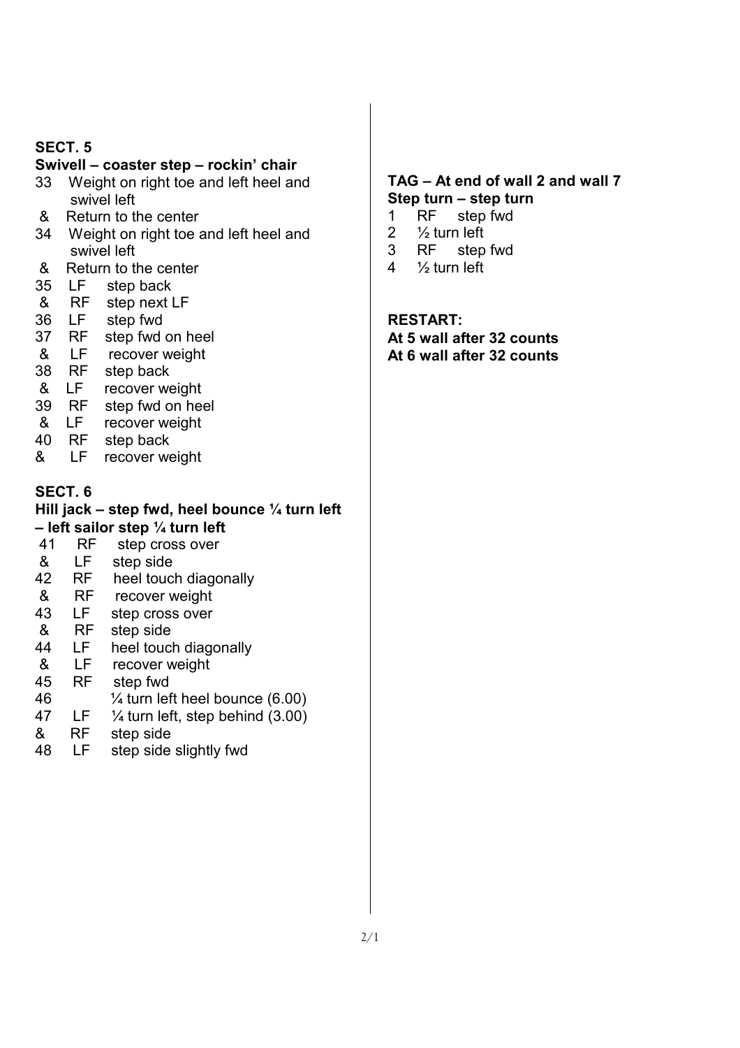**SECT. 5**

**Swivell – coaster step – rockin' chair**

33 Weight on right toe and left heel and swivel left
& Return to the center
34 Weight on right toe and left heel and swivel left
& Return to the center
35 LF step back
& RF step next LF
36 LF step fwd
37 RF step fwd on heel
& LF recover weight
38 RF step back
& LF recover weight
39 RF step fwd on heel
& LF recover weight
40 RF step back
& LF recover weight

**SECT. 6**

**Hill jack – step fwd, heel bounce ¼ turn left – left sailor step ¼ turn left**

41 RF step cross over
& LF step side
42 RF heel touch diagonally
& RF recover weight
43 LF step cross over
& RF step side
44 LF heel touch diagonally
& LF recover weight
45 RF step fwd
46 ¼ turn left heel bounce (6.00)
47 LF ¼ turn left, step behind (3.00)
& RF step side
48 LF step side slightly fwd

**TAG – At end of wall 2 and wall 7**

**Step turn – step turn**

1 RF step fwd
2 ½ turn left
3 RF step fwd
4 ½ turn left

**RESTART:**

**At 5 wall after 32 counts**

**At 6 wall after 32 counts**